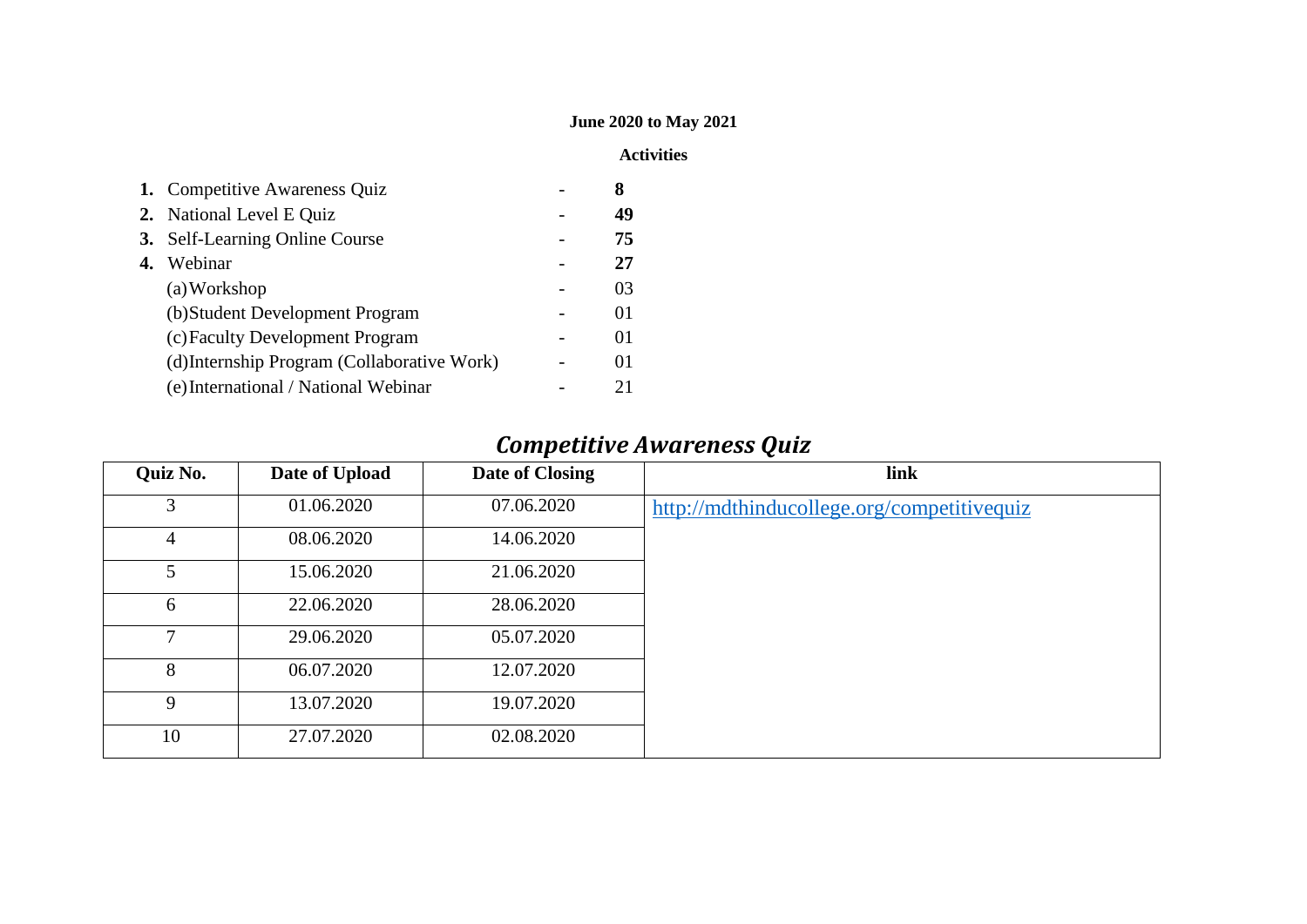**June 2020 to May 2021**

**Activities**

1. Competitive Awareness Quiz - **8**
2. National Level E Quiz - **49**
3. Self-Learning Online Course - **75**
4. Webinar - **27**
   (a) Workshop - 03
   (b) Student Development Program - 01
   (c) Faculty Development Program - 01
   (d) Internship Program (Collaborative Work) - 01
   (e) International / National Webinar - 21

## *Competitive Awareness Quiz*

| Quiz No. | Date of Upload | Date of Closing | link |
|---|---|---|---|
| 3 | 01.06.2020 | 07.06.2020 | http://mdthinducollege.org/competitivequiz |
| 4 | 08.06.2020 | 14.06.2020 | |
| 5 | 15.06.2020 | 21.06.2020 | |
| 6 | 22.06.2020 | 28.06.2020 | |
| 7 | 29.06.2020 | 05.07.2020 | |
| 8 | 06.07.2020 | 12.07.2020 | |
| 9 | 13.07.2020 | 19.07.2020 | |
| 10 | 27.07.2020 | 02.08.2020 | |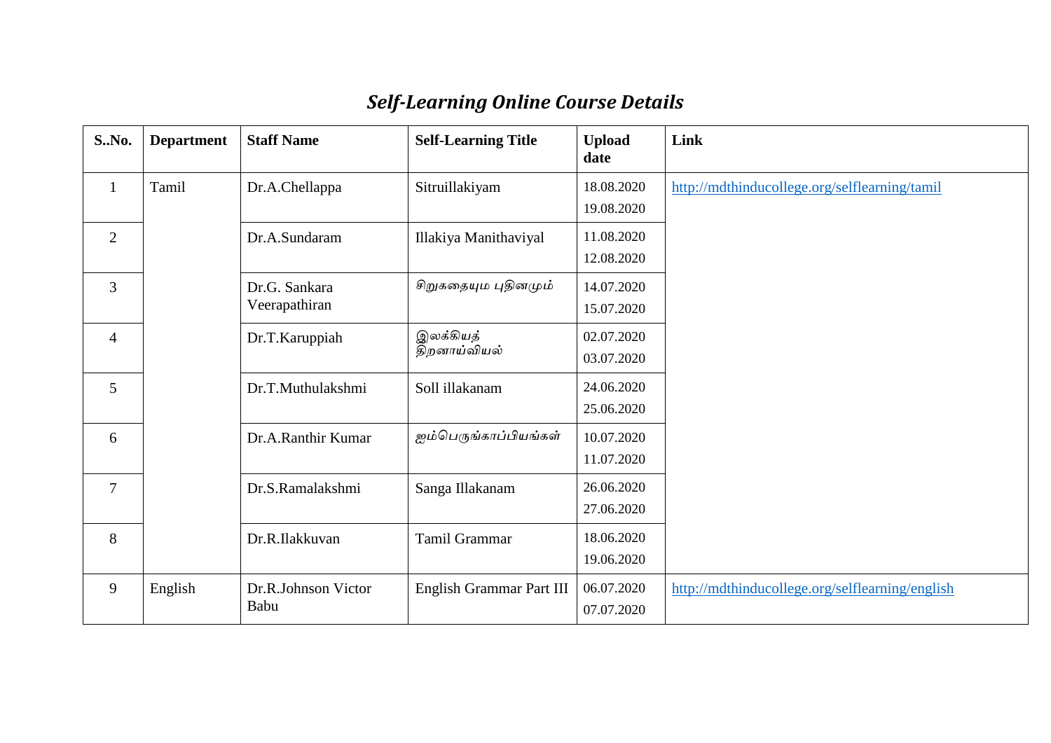# *Self-Learning Online Course Details*

| S..No. | Department | Staff Name | Self-Learning Title | Upload date | Link |
|---|---|---|---|---|---|
| 1 | Tamil | Dr.A.Chellappa | Sitruillakiyam | 18.08.2020 19.08.2020 | http://mdthinducollege.org/selflearning/tamil |
| 2 | | Dr.A.Sundaram | Illakiya Manithaviyal | 11.08.2020 12.08.2020 | |
| 3 | | Dr.G. Sankara Veerapathiran | சிறுகதையும புதினமும் | 14.07.2020 15.07.2020 | |
| 4 | | Dr.T.Karuppiah | இலக்கியத் திறனாய்வியல் | 02.07.2020 03.07.2020 | |
| 5 | | Dr.T.Muthulakshmi | Soll illakanam | 24.06.2020 25.06.2020 | |
| 6 | | Dr.A.Ranthir Kumar | ஐம்பெருங்காப்பியங்கள் | 10.07.2020 11.07.2020 | |
| 7 | | Dr.S.Ramalakshmi | Sanga Illakanam | 26.06.2020 27.06.2020 | |
| 8 | | Dr.R.Ilakkuvan | Tamil Grammar | 18.06.2020 19.06.2020 | |
| 9 | English | Dr.R.Johnson Victor Babu | English Grammar Part III | 06.07.2020 07.07.2020 | http://mdthinducollege.org/selflearning/english |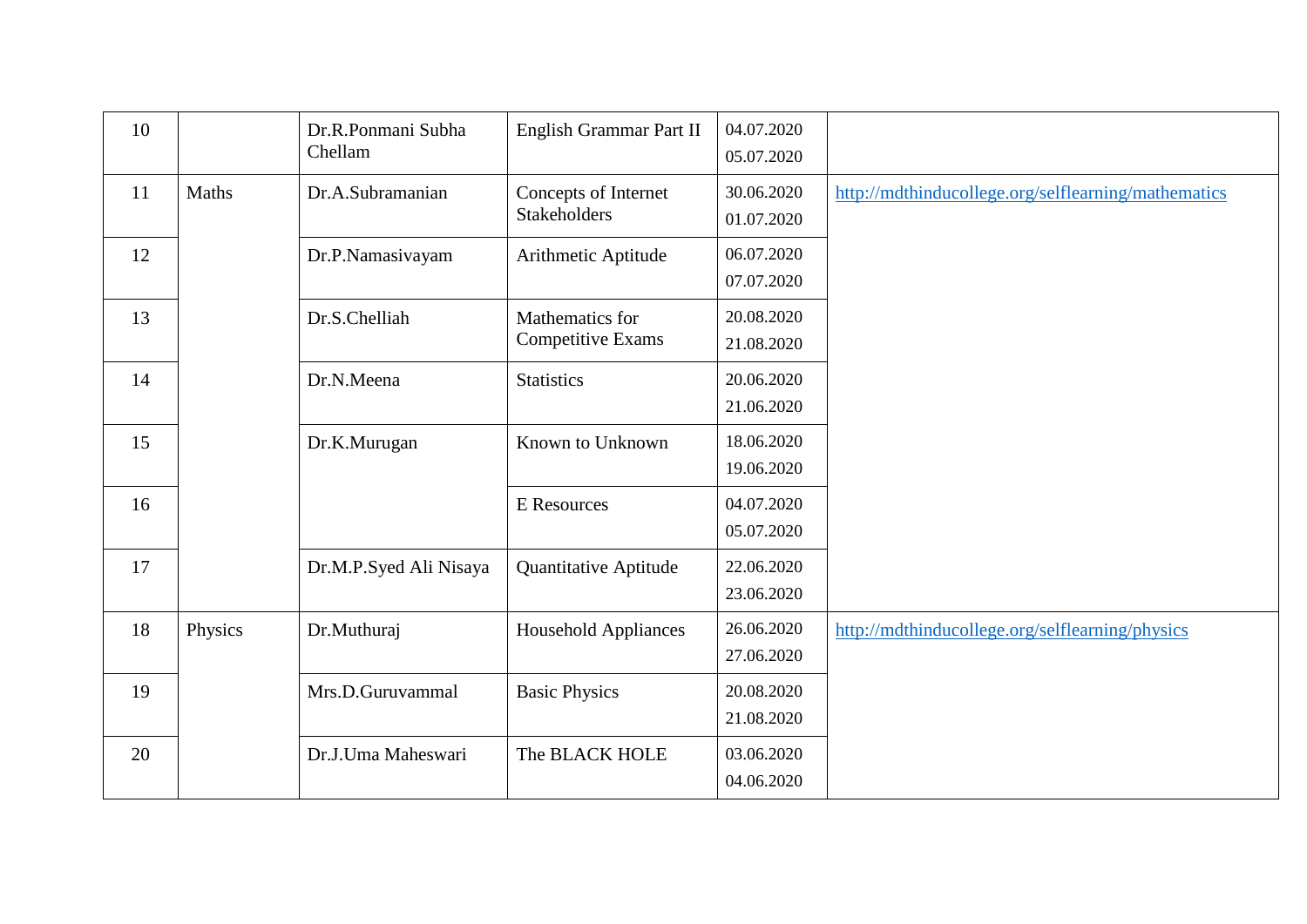| 10 | | Dr.R.Ponmani Subha Chellam | English Grammar Part II | 04.07.2020<br>05.07.2020 | |
|---|---|---|---|---|---|
| 11 | Maths | Dr.A.Subramanian | Concepts of Internet Stakeholders | 30.06.2020<br>01.07.2020 | http://mdthinducollege.org/selflearning/mathematics |
| 12 | | Dr.P.Namasivayam | Arithmetic Aptitude | 06.07.2020<br>07.07.2020 | |
| 13 | | Dr.S.Chelliah | Mathematics for Competitive Exams | 20.08.2020<br>21.08.2020 | |
| 14 | | Dr.N.Meena | Statistics | 20.06.2020<br>21.06.2020 | |
| 15 | | Dr.K.Murugan | Known to Unknown | 18.06.2020<br>19.06.2020 | |
| 16 | | | E Resources | 04.07.2020<br>05.07.2020 | |
| 17 | | Dr.M.P.Syed Ali Nisaya | Quantitative Aptitude | 22.06.2020<br>23.06.2020 | |
| 18 | Physics | Dr.Muthuraj | Household Appliances | 26.06.2020<br>27.06.2020 | http://mdthinducollege.org/selflearning/physics |
| 19 | | Mrs.D.Guruvammal | Basic Physics | 20.08.2020<br>21.08.2020 | |
| 20 | | Dr.J.Uma Maheswari | The BLACK HOLE | 03.06.2020<br>04.06.2020 | |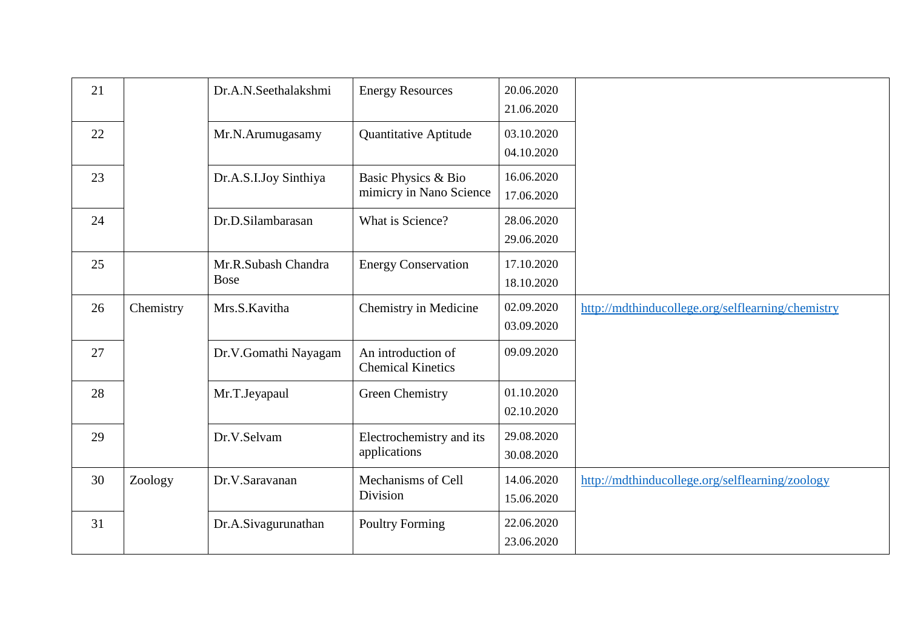| 21 | | Dr.A.N.Seethalakshmi | Energy Resources | 20.06.2020<br>21.06.2020 | |
|---|---|---|---|---|---|
| 22 | | Mr.N.Arumugasamy | Quantitative Aptitude | 03.10.2020<br>04.10.2020 | |
| 23 | | Dr.A.S.I.Joy Sinthiya | Basic Physics & Bio mimicry in Nano Science | 16.06.2020<br>17.06.2020 | |
| 24 | | Dr.D.Silambarasan | What is Science? | 28.06.2020<br>29.06.2020 | |
| 25 | | Mr.R.Subash Chandra Bose | Energy Conservation | 17.10.2020<br>18.10.2020 | |
| 26 | Chemistry | Mrs.S.Kavitha | Chemistry in Medicine | 02.09.2020<br>03.09.2020 | http://mdthinducollege.org/selflearning/chemistry |
| 27 | | Dr.V.Gomathi Nayagam | An introduction of Chemical Kinetics | 09.09.2020 | |
| 28 | | Mr.T.Jeyapaul | Green Chemistry | 01.10.2020<br>02.10.2020 | |
| 29 | | Dr.V.Selvam | Electrochemistry and its applications | 29.08.2020<br>30.08.2020 | |
| 30 | Zoology | Dr.V.Saravanan | Mechanisms of Cell Division | 14.06.2020<br>15.06.2020 | http://mdthinducollege.org/selflearning/zoology |
| 31 | | Dr.A.Sivagurunathan | Poultry Forming | 22.06.2020<br>23.06.2020 | |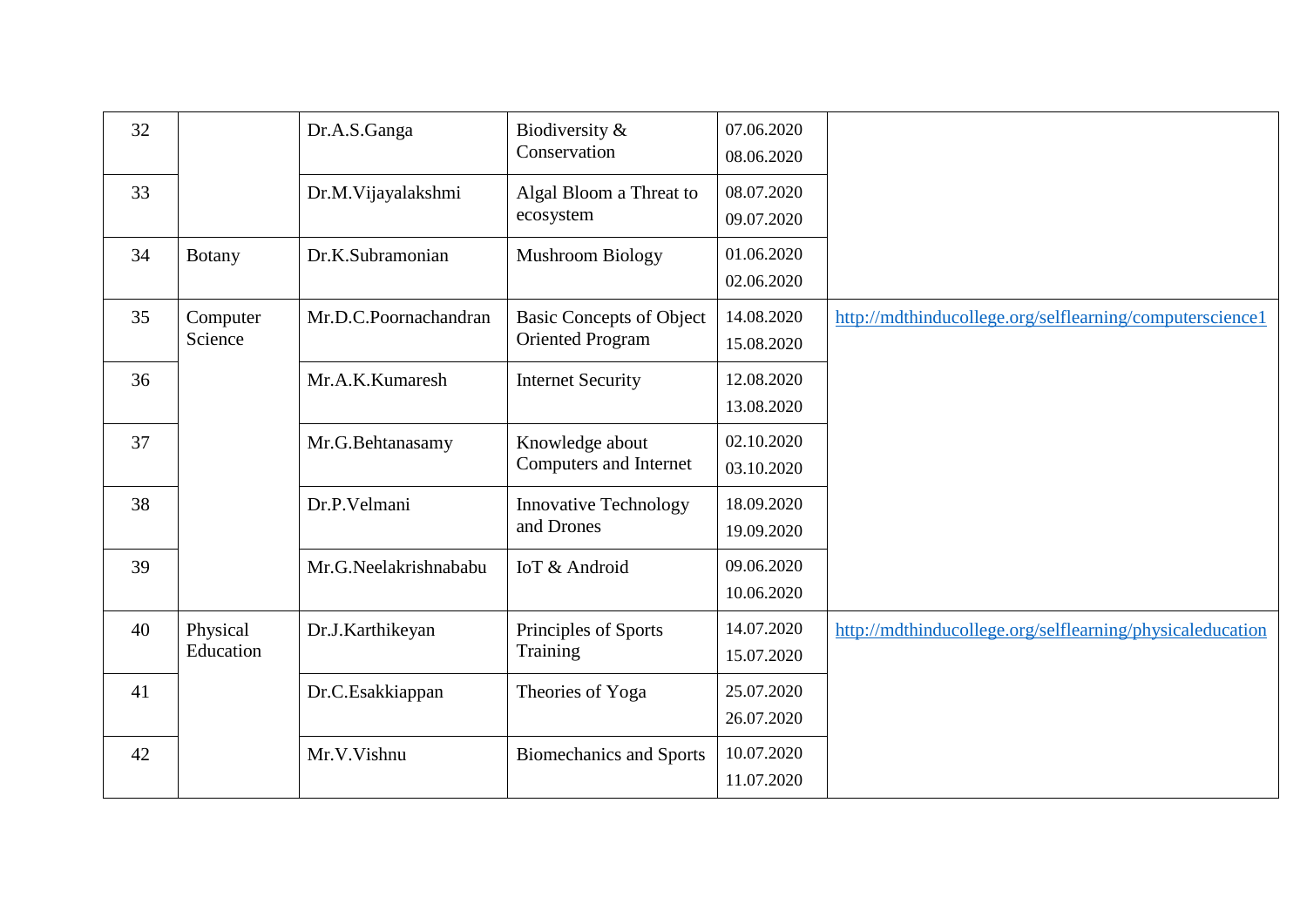| 32 | | Dr.A.S.Ganga | Biodiversity & Conservation | 07.06.2020<br>08.06.2020 | |
|---|---|---|---|---|---|
| 33 | | Dr.M.Vijayalakshmi | Algal Bloom a Threat to ecosystem | 08.07.2020<br>09.07.2020 | |
| 34 | Botany | Dr.K.Subramonian | Mushroom Biology | 01.06.2020<br>02.06.2020 | |
| 35 | Computer Science | Mr.D.C.Poornachandran | Basic Concepts of Object Oriented Program | 14.08.2020<br>15.08.2020 | http://mdthinducollege.org/selflearning/computerscience1 |
| 36 | | Mr.A.K.Kumaresh | Internet Security | 12.08.2020<br>13.08.2020 | |
| 37 | | Mr.G.Behtanasamy | Knowledge about Computers and Internet | 02.10.2020<br>03.10.2020 | |
| 38 | | Dr.P.Velmani | Innovative Technology and Drones | 18.09.2020<br>19.09.2020 | |
| 39 | | Mr.G.Neelakrishnababu | IoT & Android | 09.06.2020<br>10.06.2020 | |
| 40 | Physical Education | Dr.J.Karthikeyan | Principles of Sports Training | 14.07.2020<br>15.07.2020 | http://mdthinducollege.org/selflearning/physicaleducation |
| 41 | | Dr.C.Esakkiappan | Theories of Yoga | 25.07.2020<br>26.07.2020 | |
| 42 | | Mr.V.Vishnu | Biomechanics and Sports | 10.07.2020<br>11.07.2020 | |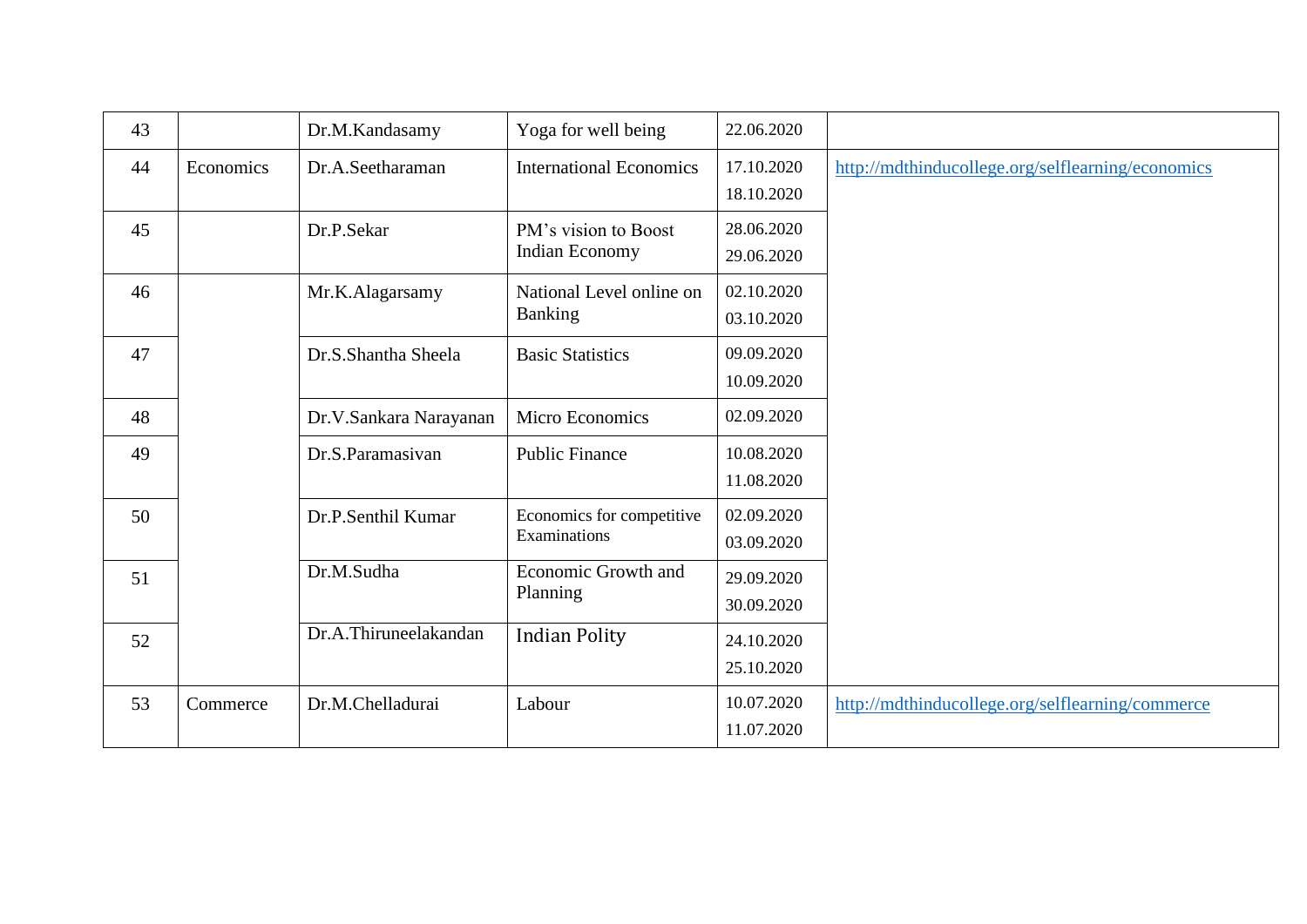| 43 | | Dr.M.Kandasamy | Yoga for well being | 22.06.2020 | |
|---|---|---|---|---|---|
| 44 | Economics | Dr.A.Seetharaman | International Economics | 17.10.2020<br>18.10.2020 | http://mdthinducollege.org/selflearning/economics |
| 45 | | Dr.P.Sekar | PM's vision to Boost Indian Economy | 28.06.2020<br>29.06.2020 | |
| 46 | | Mr.K.Alagarsamy | National Level online on Banking | 02.10.2020<br>03.10.2020 | |
| 47 | | Dr.S.Shantha Sheela | Basic Statistics | 09.09.2020<br>10.09.2020 | |
| 48 | | Dr.V.Sankara Narayanan | Micro Economics | 02.09.2020 | |
| 49 | | Dr.S.Paramasivan | Public Finance | 10.08.2020<br>11.08.2020 | |
| 50 | | Dr.P.Senthil Kumar | Economics for competitive Examinations | 02.09.2020<br>03.09.2020 | |
| 51 | | Dr.M.Sudha | Economic Growth and Planning | 29.09.2020<br>30.09.2020 | |
| 52 | | Dr.A.Thiruneelakandan | Indian Polity | 24.10.2020<br>25.10.2020 | |
| 53 | Commerce | Dr.M.Chelladurai | Labour | 10.07.2020<br>11.07.2020 | http://mdthinducollege.org/selflearning/commerce |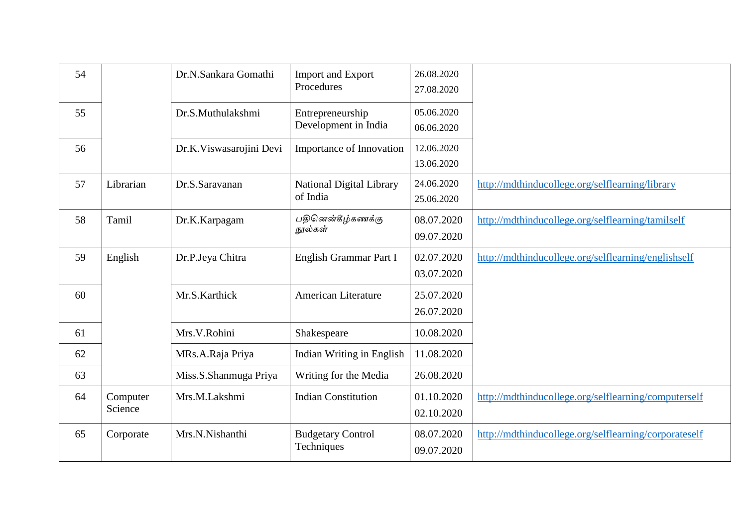| 54 | | Dr.N.Sankara Gomathi | Import and Export Procedures | 26.08.2020<br>27.08.2020 | |
|---|---|---|---|---|---|
| 55 | | Dr.S.Muthulakshmi | Entrepreneurship Development in India | 05.06.2020<br>06.06.2020 | |
| 56 | | Dr.K.Viswasarojini Devi | Importance of Innovation | 12.06.2020<br>13.06.2020 | |
| 57 | Librarian | Dr.S.Saravanan | National Digital Library of India | 24.06.2020<br>25.06.2020 | http://mdthinducollege.org/selflearning/library |
| 58 | Tamil | Dr.K.Karpagam | பதினென்கீழ்கணக்கு நூல்கள் | 08.07.2020<br>09.07.2020 | http://mdthinducollege.org/selflearning/tamilself |
| 59 | English | Dr.P.Jeya Chitra | English Grammar Part I | 02.07.2020<br>03.07.2020 | http://mdthinducollege.org/selflearning/englishself |
| 60 | | Mr.S.Karthick | American Literature | 25.07.2020<br>26.07.2020 | |
| 61 | | Mrs.V.Rohini | Shakespeare | 10.08.2020 | |
| 62 | | MRs.A.Raja Priya | Indian Writing in English | 11.08.2020 | |
| 63 | | Miss.S.Shanmuga Priya | Writing for the Media | 26.08.2020 | |
| 64 | Computer Science | Mrs.M.Lakshmi | Indian Constitution | 01.10.2020<br>02.10.2020 | http://mdthinducollege.org/selflearning/computerself |
| 65 | Corporate | Mrs.N.Nishanthi | Budgetary Control Techniques | 08.07.2020<br>09.07.2020 | http://mdthinducollege.org/selflearning/corporateself |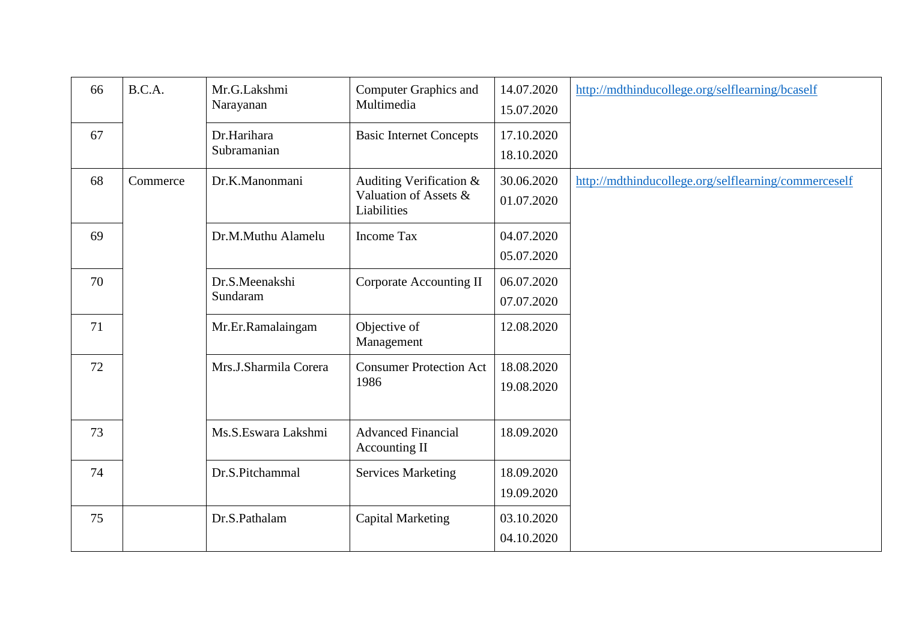| 66 | B.C.A. | Mr.G.Lakshmi Narayanan | Computer Graphics and Multimedia | 14.07.2020<br>15.07.2020 | http://mdthinducollege.org/selflearning/bcaself |
|---|---|---|---|---|---|
| 67 | | Dr.Harihara Subramanian | Basic Internet Concepts | 17.10.2020<br>18.10.2020 | |
| 68 | Commerce | Dr.K.Manonmani | Auditing Verification & Valuation of Assets & Liabilities | 30.06.2020<br>01.07.2020 | http://mdthinducollege.org/selflearning/commerceself |
| 69 | | Dr.M.Muthu Alamelu | Income Tax | 04.07.2020<br>05.07.2020 | |
| 70 | | Dr.S.Meenakshi Sundaram | Corporate Accounting II | 06.07.2020<br>07.07.2020 | |
| 71 | | Mr.Er.Ramalaingam | Objective of Management | 12.08.2020 | |
| 72 | | Mrs.J.Sharmila Corera | Consumer Protection Act 1986 | 18.08.2020<br>19.08.2020 | |
| 73 | | Ms.S.Eswara Lakshmi | Advanced Financial Accounting II | 18.09.2020 | |
| 74 | | Dr.S.Pitchammal | Services Marketing | 18.09.2020<br>19.09.2020 | |
| 75 | | Dr.S.Pathalam | Capital Marketing | 03.10.2020<br>04.10.2020 | |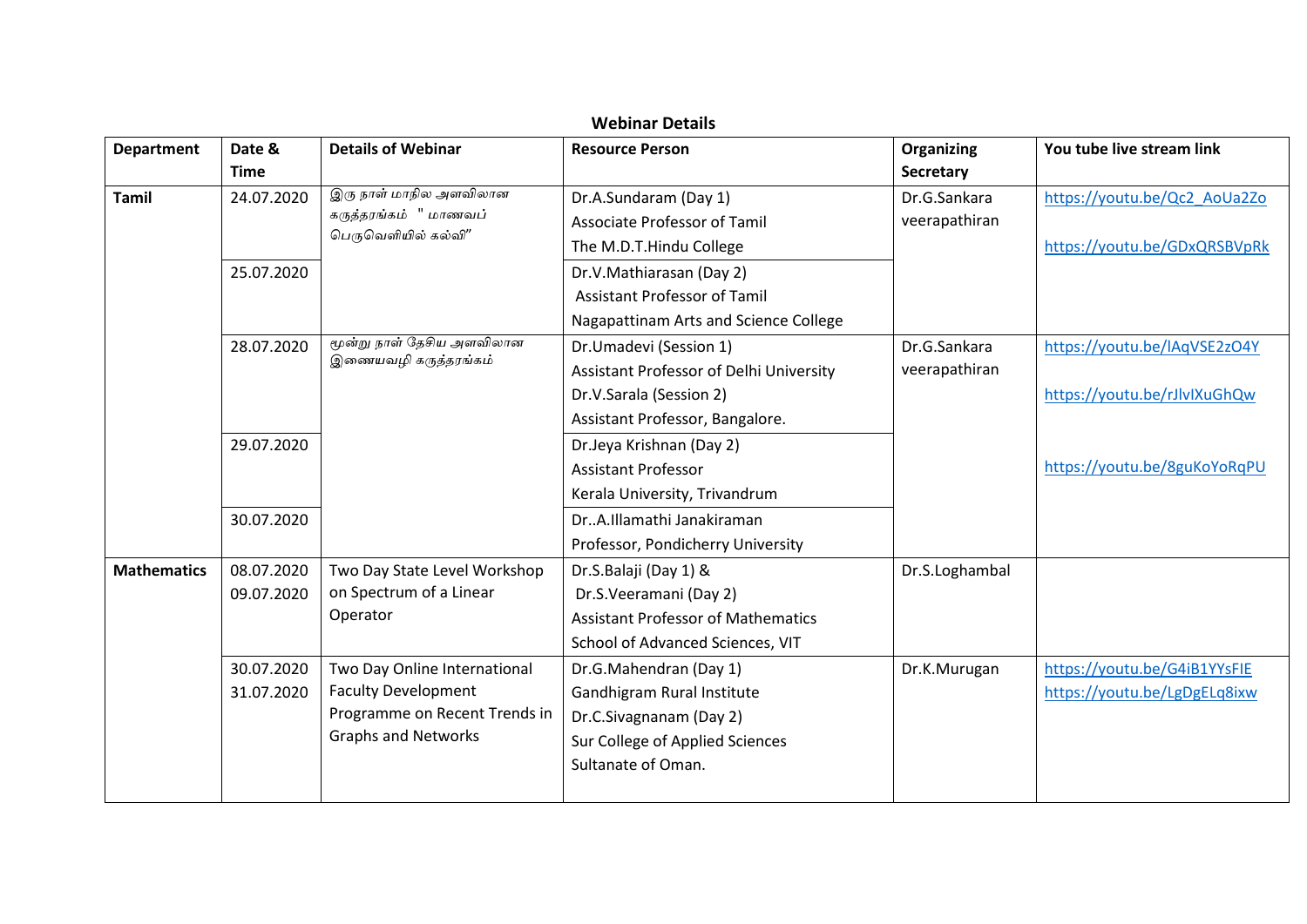## Webinar Details

| Department | Date & Time | Details of Webinar | Resource Person | Organizing Secretary | You tube live stream link |
|---|---|---|---|---|---|
| **Tamil** | 24.07.2020 | இரு நாள் மாநில அளவிலான கருத்தரங்கம் " மாணவப் பெருவெளியில் கல்வி" | Dr.A.Sundaram (Day 1)<br>Associate Professor of Tamil<br>The M.D.T.Hindu College | Dr.G.Sankara veerapathiran | https://youtu.be/Qc2_AoUa2Zo<br><br>https://youtu.be/GDxQRSBVpRk |
| | 25.07.2020 | | Dr.V.Mathiarasan (Day 2)<br>Assistant Professor of Tamil<br>Nagapattinam Arts and Science College | | |
| | 28.07.2020 | மூன்று நாள் தேசிய அளவிலான இணையவழி கருத்தரங்கம் | Dr.Umadevi (Session 1)<br>Assistant Professor of Delhi University<br>Dr.V.Sarala (Session 2)<br>Assistant Professor, Bangalore. | Dr.G.Sankara veerapathiran | https://youtu.be/lAqVSE2zO4Y<br><br>https://youtu.be/rJlvIXuGhQw |
| | 29.07.2020 | | Dr.Jeya Krishnan (Day 2)<br>Assistant Professor<br>Kerala University, Trivandrum | | https://youtu.be/8guKoYoRqPU |
| | 30.07.2020 | | Dr..A.Illamathi Janakiraman<br>Professor, Pondicherry University | | |
| **Mathematics** | 08.07.2020<br>09.07.2020 | Two Day State Level Workshop on Spectrum of a Linear Operator | Dr.S.Balaji (Day 1) &<br>Dr.S.Veeramani (Day 2)<br>Assistant Professor of Mathematics<br>School of Advanced Sciences, VIT | Dr.S.Loghambal | |
| | 30.07.2020<br>31.07.2020 | Two Day Online International Faculty Development Programme on Recent Trends in Graphs and Networks | Dr.G.Mahendran (Day 1)<br>Gandhigram Rural Institute<br>Dr.C.Sivagnanam (Day 2)<br>Sur College of Applied Sciences<br>Sultanate of Oman. | Dr.K.Murugan | https://youtu.be/G4iB1YYsFIE<br>https://youtu.be/LgDgELq8ixw |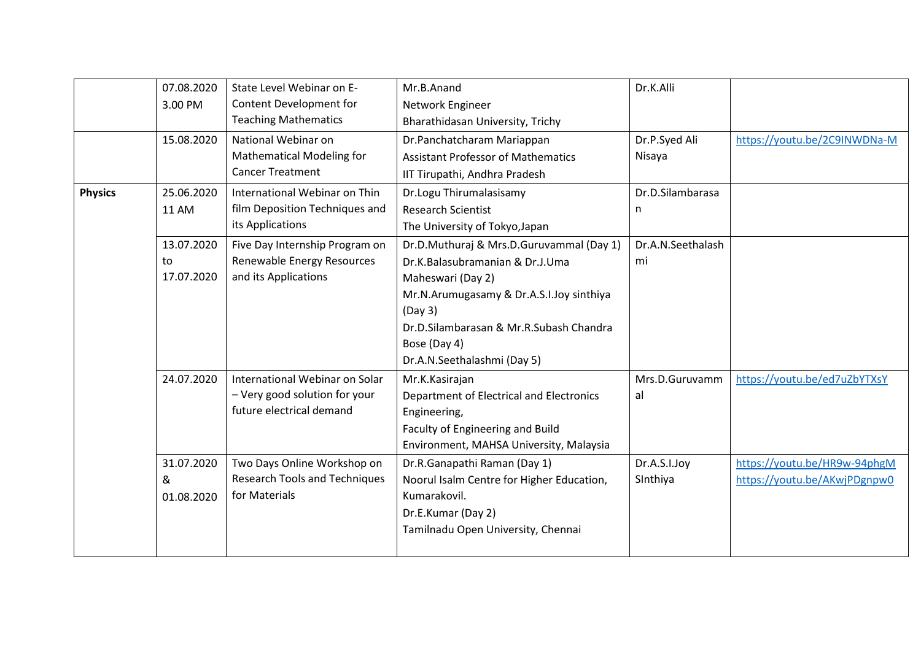| | | | | | |
|---|---|---|---|---|---|
| | 07.08.2020 3.00 PM | State Level Webinar on E-Content Development for Teaching Mathematics | Mr.B.Anand<br>Network Engineer<br>Bharathidasan University, Trichy | Dr.K.Alli | |
| | 15.08.2020 | National Webinar on Mathematical Modeling for Cancer Treatment | Dr.Panchatcharam Mariappan<br>Assistant Professor of Mathematics<br>IIT Tirupathi, Andhra Pradesh | Dr.P.Syed Ali Nisaya | https://youtu.be/2C9INWDNa-M |
| **Physics** | 25.06.2020 11 AM | International Webinar on Thin film Deposition Techniques and its Applications | Dr.Logu Thirumalasisamy<br>Research Scientist<br>The University of Tokyo,Japan | Dr.D.Silambarasan | |
| | 13.07.2020 to 17.07.2020 | Five Day Internship Program on Renewable Energy Resources and its Applications | Dr.D.Muthuraj & Mrs.D.Guruvammal (Day 1)<br>Dr.K.Balasubramanian & Dr.J.Uma Maheswari (Day 2)<br>Mr.N.Arumugasamy & Dr.A.S.I.Joy sinthiya (Day 3)<br>Dr.D.Silambarasan & Mr.R.Subash Chandra Bose (Day 4)<br>Dr.A.N.Seethalashmi (Day 5) | Dr.A.N.Seethalashmi | |
| | 24.07.2020 | International Webinar on Solar – Very good solution for your future electrical demand | Mr.K.Kasirajan<br>Department of Electrical and Electronics Engineering,<br>Faculty of Engineering and Build Environment, MAHSA University, Malaysia | Mrs.D.Guruvammal | https://youtu.be/ed7uZbYTXsY |
| | 31.07.2020 & 01.08.2020 | Two Days Online Workshop on Research Tools and Techniques for Materials | Dr.R.Ganapathi Raman (Day 1)<br>Noorul Isalm Centre for Higher Education, Kumarakovil.<br>Dr.E.Kumar (Day 2)<br>Tamilnadu Open University, Chennai | Dr.A.S.I.Joy SInthiya | https://youtu.be/HR9w-94phgM<br>https://youtu.be/AKwjPDgnpw0 |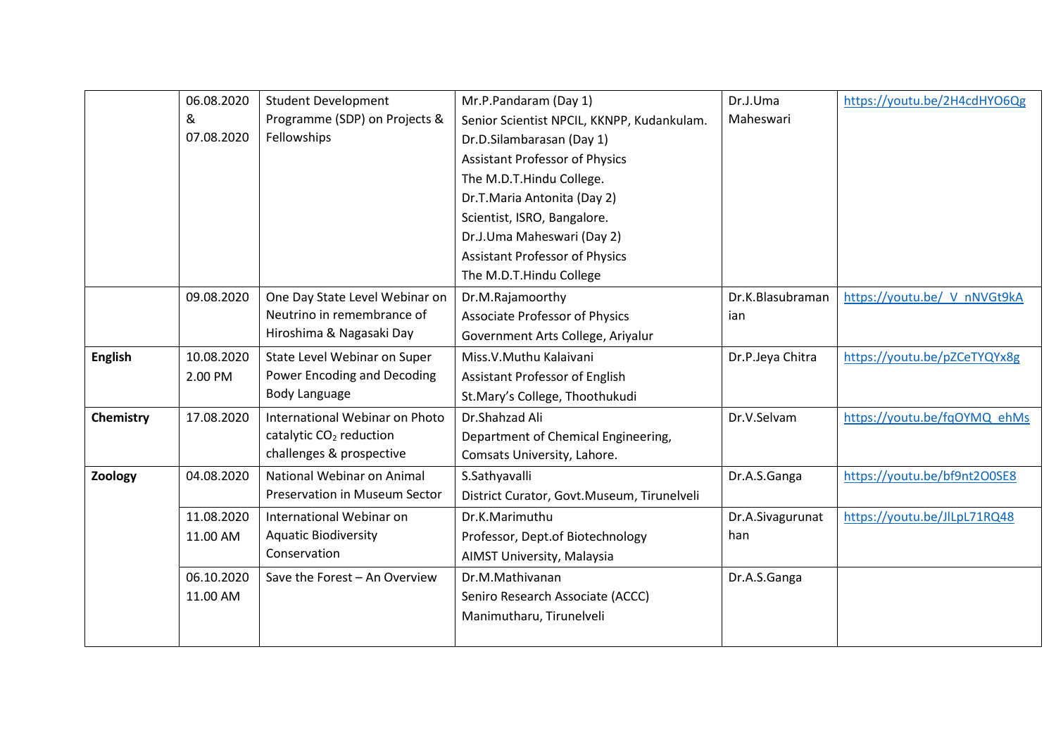| | | | | | |
|---|---|---|---|---|---|
| | 06.08.2020 & 07.08.2020 | Student Development Programme (SDP) on Projects & Fellowships | Mr.P.Pandaram (Day 1) Senior Scientist NPCIL, KKNPP, Kudankulam. Dr.D.Silambarasan (Day 1) Assistant Professor of Physics The M.D.T.Hindu College. Dr.T.Maria Antonita (Day 2) Scientist, ISRO, Bangalore. Dr.J.Uma Maheswari (Day 2) Assistant Professor of Physics The M.D.T.Hindu College | Dr.J.Uma Maheswari | https://youtu.be/2H4cdHYO6Qg |
| | 09.08.2020 | One Day State Level Webinar on Neutrino in remembrance of Hiroshima & Nagasaki Day | Dr.M.Rajamoorthy Associate Professor of Physics Government Arts College, Ariyalur | Dr.K.Blasubramanian | https://youtu.be/_V_nNVGt9kA |
| **English** | 10.08.2020 2.00 PM | State Level Webinar on Super Power Encoding and Decoding Body Language | Miss.V.Muthu Kalaivani Assistant Professor of English St.Mary's College, Thoothukudi | Dr.P.Jeya Chitra | https://youtu.be/pZCeTYQYx8g |
| **Chemistry** | 17.08.2020 | International Webinar on Photo catalytic $CO_2$ reduction challenges & prospective | Dr.Shahzad Ali Department of Chemical Engineering, Comsats University, Lahore. | Dr.V.Selvam | https://youtu.be/fqOYMQ_ehMs |
| **Zoology** | 04.08.2020 | National Webinar on Animal Preservation in Museum Sector | S.Sathyavalli District Curator, Govt.Museum, Tirunelveli | Dr.A.S.Ganga | https://youtu.be/bf9nt2O0SE8 |
| | 11.08.2020 11.00 AM | International Webinar on Aquatic Biodiversity Conservation | Dr.K.Marimuthu Professor, Dept.of Biotechnology AIMST University, Malaysia | Dr.A.Sivagurunathan | https://youtu.be/JlLpL71RQ48 |
| | 06.10.2020 11.00 AM | Save the Forest – An Overview | Dr.M.Mathivanan Seniro Research Associate (ACCC) Manimutharu, Tirunelveli | Dr.A.S.Ganga | |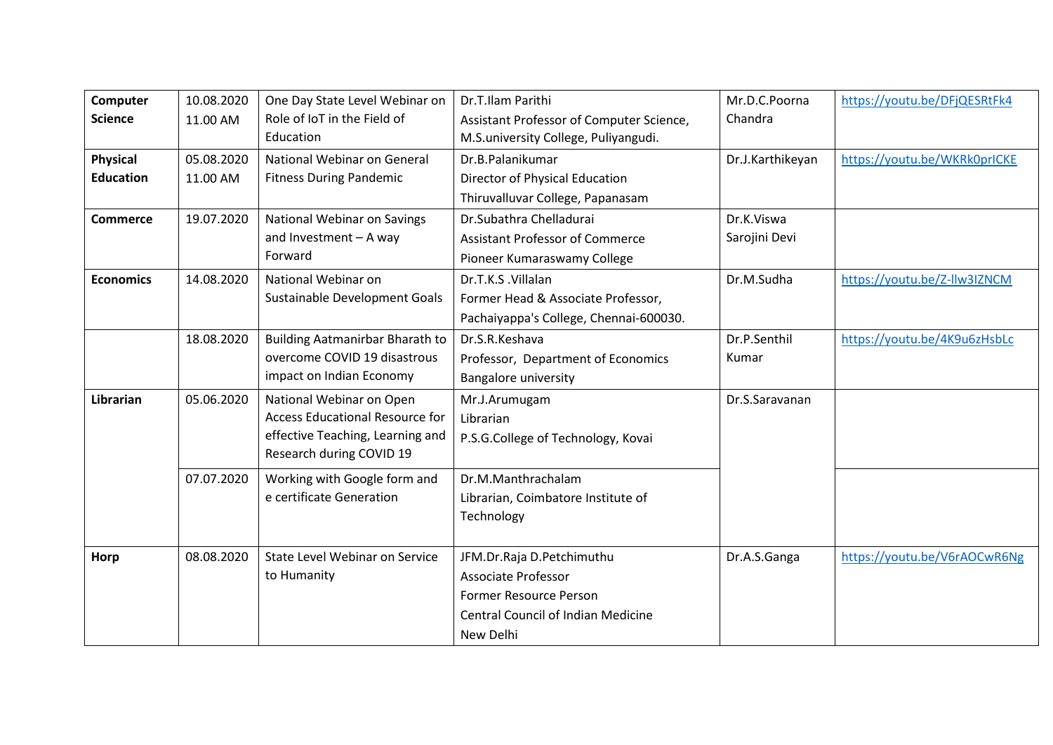| **Computer Science** | 10.08.2020 11.00 AM | One Day State Level Webinar on Role of IoT in the Field of Education | Dr.T.Ilam Parithi Assistant Professor of Computer Science, M.S.university College, Puliyangudi. | Mr.D.C.Poorna Chandra | https://youtu.be/DFjQESRtFk4 |
|---|---|---|---|---|---|
| **Physical Education** | 05.08.2020 11.00 AM | National Webinar on General Fitness During Pandemic | Dr.B.Palanikumar Director of Physical Education Thiruvalluvar College, Papanasam | Dr.J.Karthikeyan | https://youtu.be/WKRk0prICKE |
| **Commerce** | 19.07.2020 | National Webinar on Savings and Investment – A way Forward | Dr.Subathra Chelladurai Assistant Professor of Commerce Pioneer Kumaraswamy College | Dr.K.Viswa Sarojini Devi | |
| **Economics** | 14.08.2020 | National Webinar on Sustainable Development Goals | Dr.T.K.S .Villalan Former Head & Associate Professor, Pachaiyappa's College, Chennai-600030. | Dr.M.Sudha | https://youtu.be/Z-llw3IZNCM |
| | 18.08.2020 | Building Aatmanirbar Bharath to overcome COVID 19 disastrous impact on Indian Economy | Dr.S.R.Keshava Professor, Department of Economics Bangalore university | Dr.P.Senthil Kumar | https://youtu.be/4K9u6zHsbLc |
| **Librarian** | 05.06.2020 | National Webinar on Open Access Educational Resource for effective Teaching, Learning and Research during COVID 19 | Mr.J.Arumugam Librarian P.S.G.College of Technology, Kovai | Dr.S.Saravanan | |
| | 07.07.2020 | Working with Google form and e certificate Generation | Dr.M.Manthrachalam Librarian, Coimbatore Institute of Technology | | |
| **Horp** | 08.08.2020 | State Level Webinar on Service to Humanity | JFM.Dr.Raja D.Petchimuthu Associate Professor Former Resource Person Central Council of Indian Medicine New Delhi | Dr.A.S.Ganga | https://youtu.be/V6rAOCwR6Ng |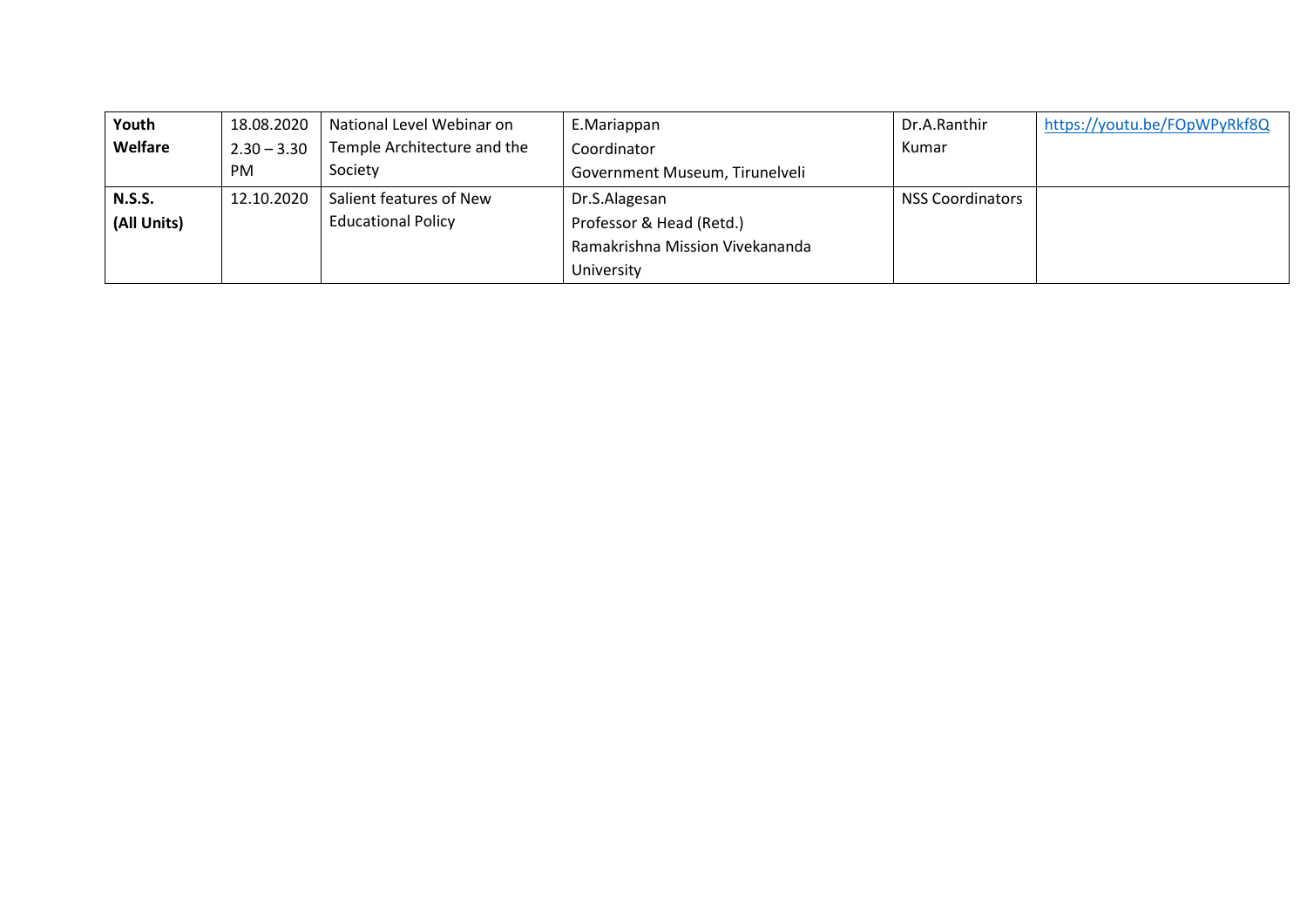| **Youth Welfare** | 18.08.2020 2.30 – 3.30 PM | National Level Webinar on Temple Architecture and the Society | E.Mariappan Coordinator Government Museum, Tirunelveli | Dr.A.Ranthir Kumar | https://youtu.be/FOpWPyRkf8Q |
|---|---|---|---|---|---|
| **N.S.S. (All Units)** | 12.10.2020 | Salient features of New Educational Policy | Dr.S.Alagesan Professor & Head (Retd.) Ramakrishna Mission Vivekananda University | NSS Coordinators | |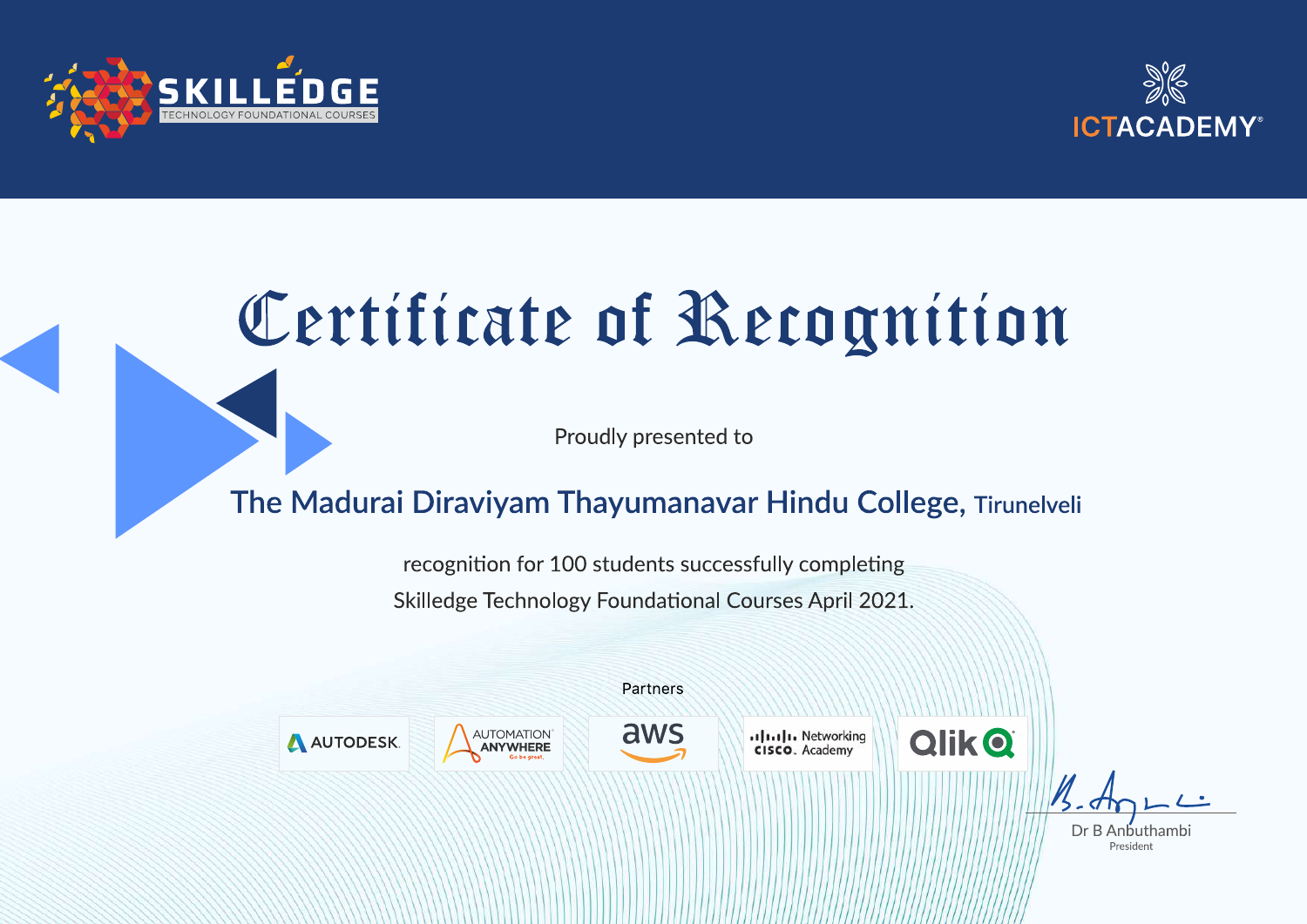SKILLEDGE
TECHNOLOGY FOUNDATIONAL COURSES

ICTACADEMY®

# Certificate of Recognition

Proudly presented to

## The Madurai Diraviyam Thayumanavar Hindu College, Tirunelveli

recognition for 100 students successfully completing
Skilledge Technology Foundational Courses April 2021.

Partners

AUTODESK. | AUTOMATION ANYWHERE Go be great. | aws | cisco Networking Academy | Qlik

Dr B Anbuthambi
President